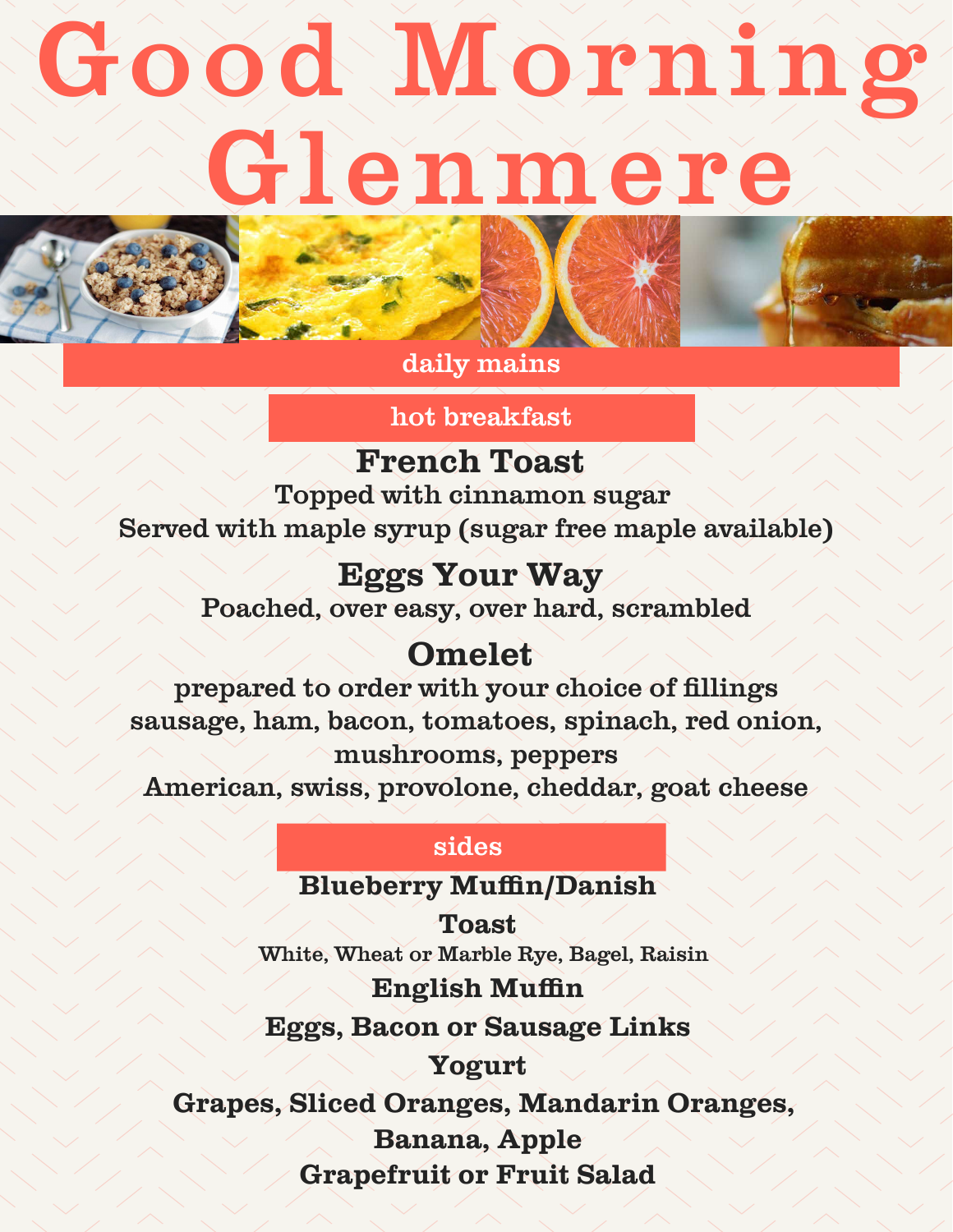# Good Morning Glenmere

## daily mains

### hot breakfast

**French Toast**

Topped with cinnamon sugar
Served with maple syrup (sugar free maple available)

**Eggs Your Way**

Poached, over easy, over hard, scrambled

**Omelet**

prepared to order with your choice of fillings
sausage, ham, bacon, tomatoes, spinach, red onion, mushrooms, peppers
American, swiss, provolone, cheddar, goat cheese

### sides

**Blueberry Muffin/Danish**

**Toast**

White, Wheat or Marble Rye, Bagel, Raisin

**English Muffin**

**Eggs, Bacon or Sausage Links**

**Yogurt**

**Grapes, Sliced Oranges, Mandarin Oranges, Banana, Apple**

**Grapefruit or Fruit Salad**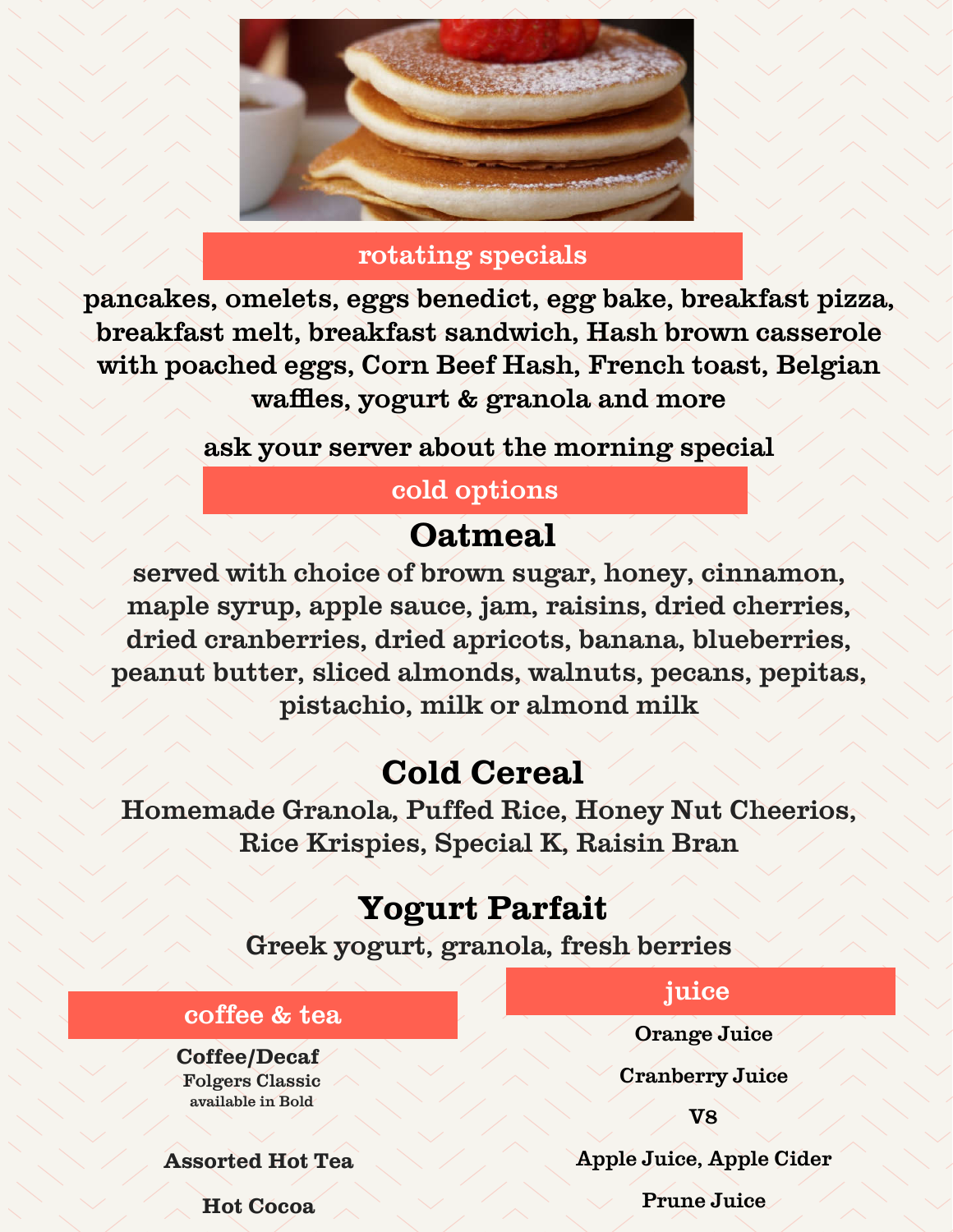## rotating specials

**pancakes, omelets, eggs benedict, egg bake, breakfast pizza, breakfast melt, breakfast sandwich, Hash brown casserole with poached eggs, Corn Beef Hash, French toast, Belgian waffles, yogurt & granola and more**

**ask your server about the morning special**

## cold options

### Oatmeal

served with choice of brown sugar, honey, cinnamon, maple syrup, apple sauce, jam, raisins, dried cherries, dried cranberries, dried apricots, banana, blueberries, peanut butter, sliced almonds, walnuts, pecans, pepitas, pistachio, milk or almond milk

### Cold Cereal

Homemade Granola, Puffed Rice, Honey Nut Cheerios, Rice Krispies, Special K, Raisin Bran

### Yogurt Parfait

Greek yogurt, granola, fresh berries

## coffee & tea

**Coffee/Decaf**
Folgers Classic
available in Bold

**Assorted Hot Tea**

**Hot Cocoa**

## juice

**Orange Juice**

**Cranberry Juice**

**V8**

**Apple Juice, Apple Cider**

**Prune Juice**